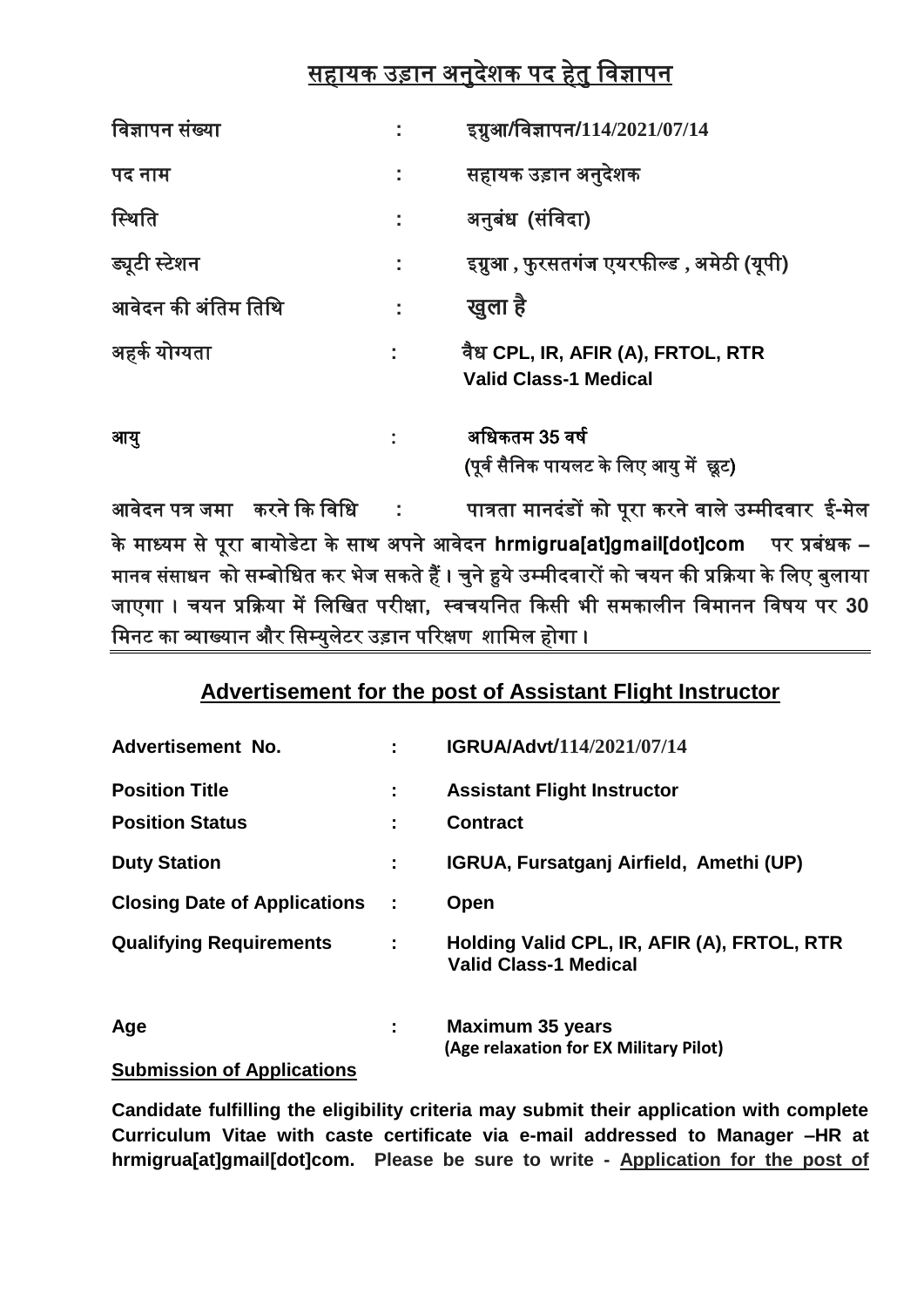## सहायक उड़ान अनुदेशक पद हेतु विज्ञापन

| | | |
|---|---|---|
| विज्ञापन संख्या | : | इग्रुआ/विज्ञापन/114/2021/07/14 |
| पद नाम | : | सहायक उड़ान अनुदेशक |
| स्थिति | : | अनुबंध (संविदा) |
| ड्यूटी स्टेशन | : | इग्रुआ , फुरसतगंज एयरफील्ड , अमेठी (यूपी) |
| आवेदन की अंतिम तिथि | : | **खुला है** |
| अहर्क योग्यता | : | वैध **CPL, IR, AFIR (A), FRTOL, RTR Valid Class-1 Medical** |
| आयु | : | अधिकतम 35 वर्ष (पूर्व सैनिक पायलट के लिए आयु में छूट) |

आवेदन पत्र जमा करने कि विधि : पात्रता मानदंडों को पूरा करने वाले उम्मीदवार ई-मेल के माध्यम से पूरा बायोडेटा के साथ अपने आवेदन **hrmigrua[at]gmail[dot]com** पर प्रबंधक – मानव संसाधन को सम्बोधित कर भेज सकते हैं। चुने हुये उम्मीदवारों को चयन की प्रक्रिया के लिए बुलाया जाएगा। चयन प्रक्रिया में लिखित परीक्षा, स्वचयनित किसी भी समकालीन विमानन विषय पर 30 मिनट का व्याख्यान और सिम्युलेटर उड़ान परिक्षण शामिल होगा।

---

## Advertisement for the post of Assistant Flight Instructor

| | | |
|---|---|---|
| **Advertisement No.** | : | **IGRUA/Advt/114/2021/07/14** |
| **Position Title** | : | **Assistant Flight Instructor** |
| **Position Status** | : | **Contract** |
| **Duty Station** | : | **IGRUA, Fursatganj Airfield, Amethi (UP)** |
| **Closing Date of Applications** | : | **Open** |
| **Qualifying Requirements** | : | **Holding Valid CPL, IR, AFIR (A), FRTOL, RTR Valid Class-1 Medical** |
| **Age** | : | **Maximum 35 years (Age relaxation for EX Military Pilot)** |

**Submission of Applications**

**Candidate fulfilling the eligibility criteria may submit their application with complete Curriculum Vitae with caste certificate via e-mail addressed to Manager –HR at hrmigrua[at]gmail[dot]com. Please be sure to write - Application for the post of**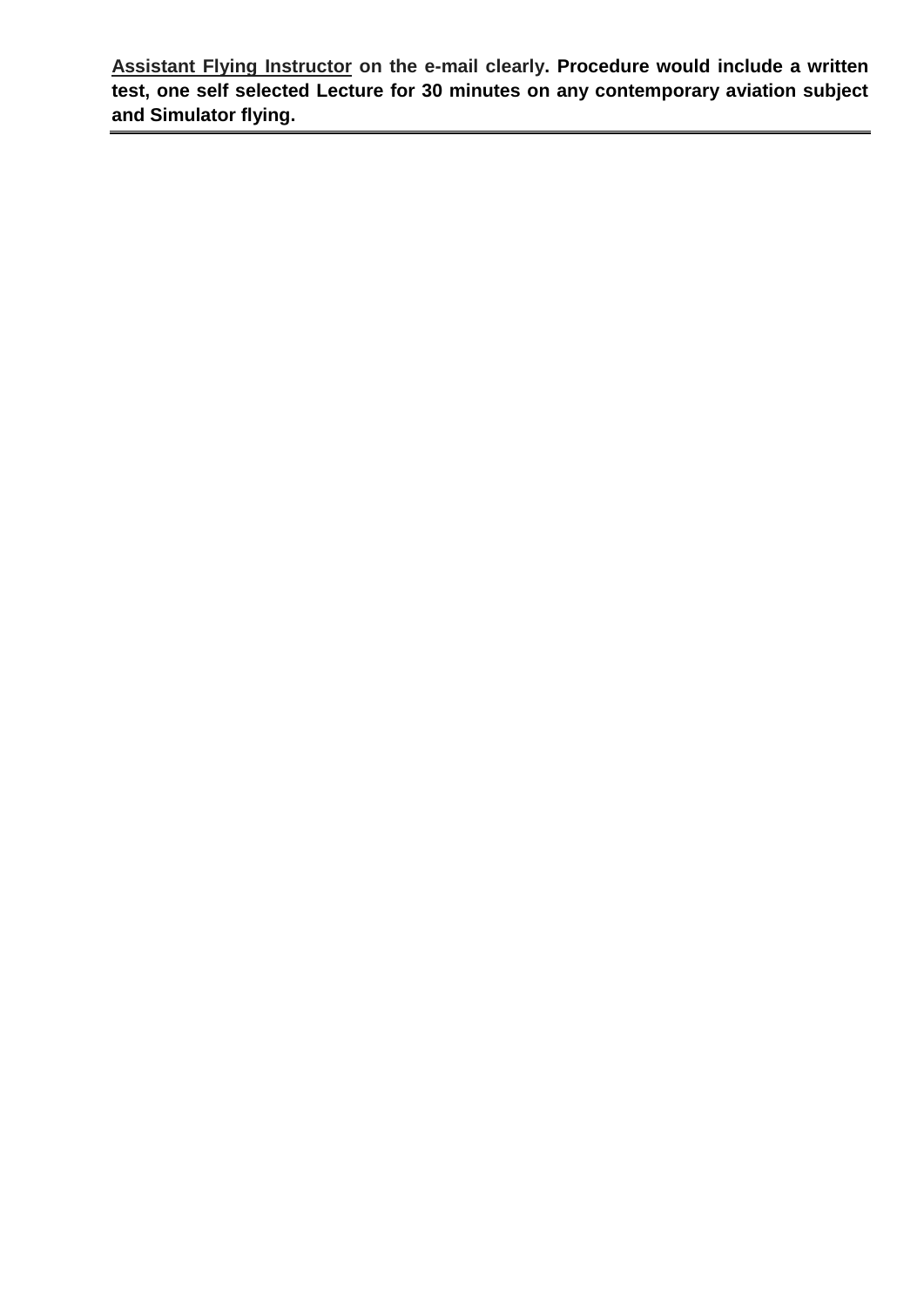**Assistant Flying Instructor on the e-mail clearly. Procedure would include a written test, one self selected Lecture for 30 minutes on any contemporary aviation subject and Simulator flying.**